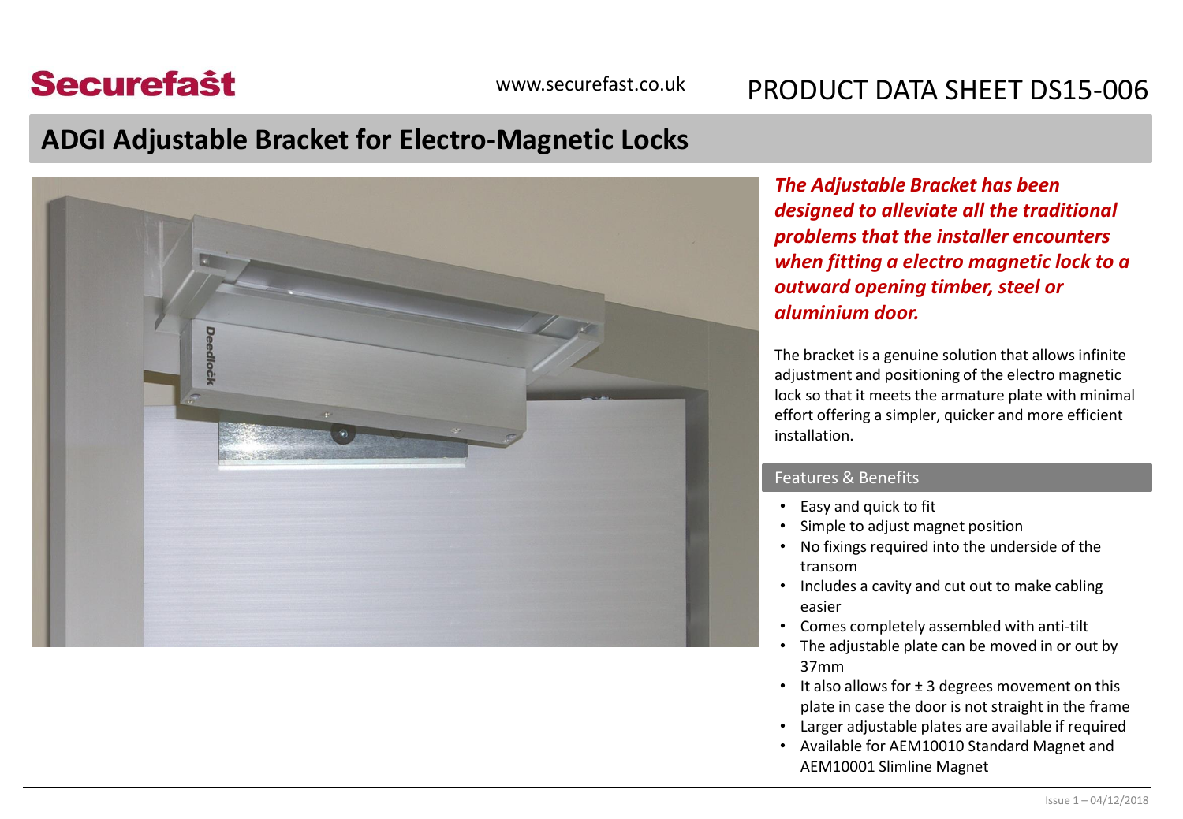Securefast

www.securefast.co.uk

PRODUCT DATA SHEET DS15-006

# ADGI Adjustable Bracket for Electro-Magnetic Locks

***The Adjustable Bracket has been designed to alleviate all the traditional problems that the installer encounters when fitting a electro magnetic lock to a outward opening timber, steel or aluminium door.***

The bracket is a genuine solution that allows infinite adjustment and positioning of the electro magnetic lock so that it meets the armature plate with minimal effort offering a simpler, quicker and more efficient installation.

## Features & Benefits

- Easy and quick to fit
- Simple to adjust magnet position
- No fixings required into the underside of the transom
- Includes a cavity and cut out to make cabling easier
- Comes completely assembled with anti-tilt
- The adjustable plate can be moved in or out by 37mm
- It also allows for ± 3 degrees movement on this plate in case the door is not straight in the frame
- Larger adjustable plates are available if required
- Available for AEM10010 Standard Magnet and AEM10001 Slimline Magnet

Issue 1 – 04/12/2018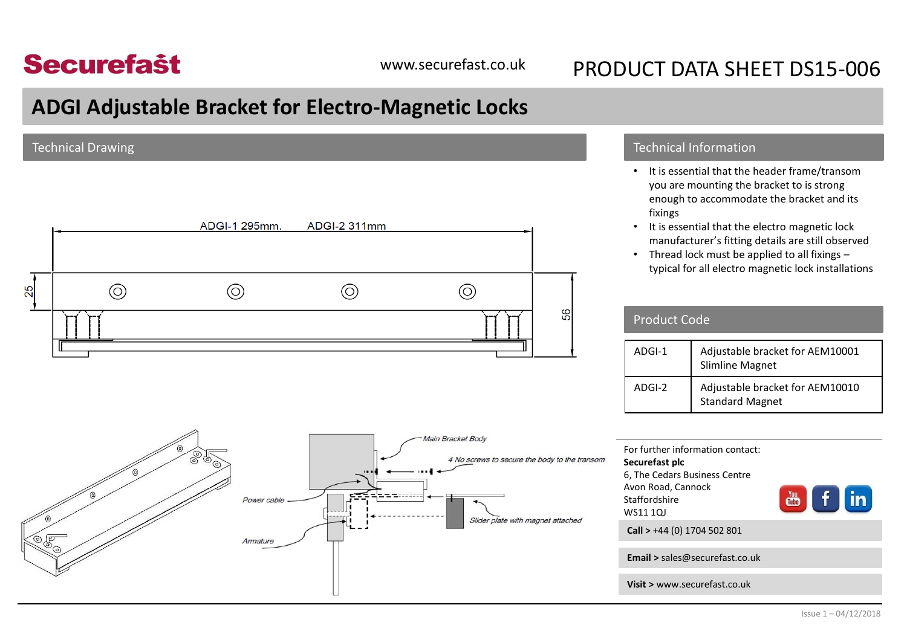# ADGI Adjustable Bracket for Electro-Magnetic Locks

PRODUCT DATA SHEET DS15-006

www.securefast.co.uk

## Technical Drawing

ADGI-1 295mm. ADGI-2 311mm

25

56

Main Bracket Body

4 No screws to secure the body to the transom

Power cable

Slider plate with magnet attached

Armature

## Technical Information

- It is essential that the header frame/transom you are mounting the bracket to is strong enough to accommodate the bracket and its fixings
- It is essential that the electro magnetic lock manufacturer's fitting details are still observed
- Thread lock must be applied to all fixings – typical for all electro magnetic lock installations

## Product Code

| | |
|---|---|
| ADGI-1 | Adjustable bracket for AEM10001 Slimline Magnet |
| ADGI-2 | Adjustable bracket for AEM10010 Standard Magnet |

For further information contact:
**Securefast plc**
6, The Cedars Business Centre
Avon Road, Cannock
Staffordshire
WS11 1QJ

**Call >** +44 (0) 1704 502 801

**Email >** sales@securefast.co.uk

**Visit >** www.securefast.co.uk

Issue 1 – 04/12/2018